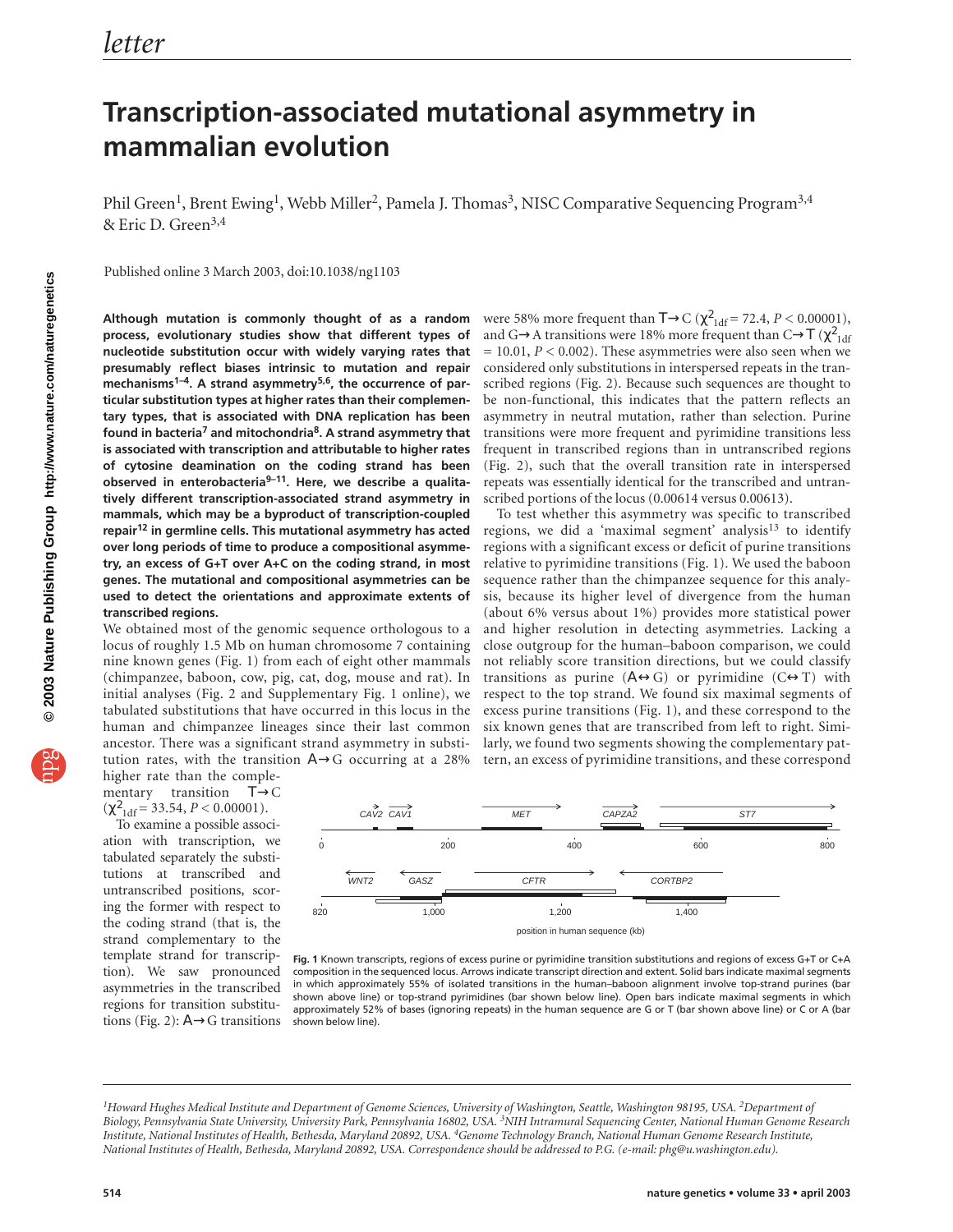# Transcription-associated mutational asymmetry in mammalian evolution

Phil Green[1], Brent Ewing[1], Webb Miller[2], Pamela J. Thomas[3], NISC Comparative Sequencing Program[3,4] & Eric D. Green[3,4]

Published online 3 March 2003, doi:10.1038/ng1103

**Although mutation is commonly thought of as a random process, evolutionary studies show that different types of nucleotide substitution occur with widely varying rates that presumably reflect biases intrinsic to mutation and repair mechanisms[1–4]. A strand asymmetry[5,6], the occurrence of particular substitution types at higher rates than their complementary types, that is associated with DNA replication has been found in bacteria[7] and mitochondria[8]. A strand asymmetry that is associated with transcription and attributable to higher rates of cytosine deamination on the coding strand has been observed in enterobacteria[9–11]. Here, we describe a qualitatively different transcription-associated strand asymmetry in mammals, which may be a byproduct of transcription-coupled repair[12] in germline cells. This mutational asymmetry has acted over long periods of time to produce a compositional asymmetry, an excess of G+T over A+C on the coding strand, in most genes. The mutational and compositional asymmetries can be used to detect the orientations and approximate extents of transcribed regions.**

We obtained most of the genomic sequence orthologous to a locus of roughly 1.5 Mb on human chromosome 7 containing nine known genes (Fig. 1) from each of eight other mammals (chimpanzee, baboon, cow, pig, cat, dog, mouse and rat). In initial analyses (Fig. 2 and Supplementary Fig. 1 online), we tabulated substitutions that have occurred in this locus in the human and chimpanzee lineages since their last common ancestor. There was a significant strand asymmetry in substitution rates, with the transition A→G occurring at a 28% higher rate than the complementary transition T→C ($\chi^2_{1df} = 33.54$, $P < 0.00001$).

To examine a possible association with transcription, we tabulated separately the substitutions at transcribed and untranscribed positions, scoring the former with respect to the coding strand (that is, the strand complementary to the template strand for transcription). We saw pronounced asymmetries in the transcribed regions for transition substitutions (Fig. 2): A→G transitions were 58% more frequent than T→C ($\chi^2_{1df} = 72.4$, $P < 0.00001$), and G→A transitions were 18% more frequent than C→T ($\chi^2_{1df} = 10.01$, $P < 0.002$). These asymmetries were also seen when we considered only substitutions in interspersed repeats in the transcribed regions (Fig. 2). Because such sequences are thought to be non-functional, this indicates that the pattern reflects an asymmetry in neutral mutation, rather than selection. Purine transitions were more frequent and pyrimidine transitions less frequent in transcribed regions than in untranscribed regions (Fig. 2), such that the overall transition rate in interspersed repeats was essentially identical for the transcribed and untranscribed portions of the locus (0.00614 versus 0.00613).

To test whether this asymmetry was specific to transcribed regions, we did a 'maximal segment' analysis[13] to identify regions with a significant excess or deficit of purine transitions relative to pyrimidine transitions (Fig. 1). We used the baboon sequence rather than the chimpanzee sequence for this analysis, because its higher level of divergence from the human (about 6% versus about 1%) provides more statistical power and higher resolution in detecting asymmetries. Lacking a close outgroup for the human–baboon comparison, we could not reliably score transition directions, but we could classify transitions as purine (A↔G) or pyrimidine (C↔T) with respect to the top strand. We found six maximal segments of excess purine transitions (Fig. 1), and these correspond to the six known genes that are transcribed from left to right. Similarly, we found two segments showing the complementary pattern, an excess of pyrimidine transitions, and these correspond

**Fig. 1** Known transcripts, regions of excess purine or pyrimidine transition substitutions and regions of excess G+T or C+A composition in the sequenced locus. Arrows indicate transcript direction and extent. Solid bars indicate maximal segments in which approximately 55% of isolated transitions in the human–baboon alignment involve top-strand purines (bar shown above line) or top-strand pyrimidines (bar shown below line). Open bars indicate maximal segments in which approximately 52% of bases (ignoring repeats) in the human sequence are G or T (bar shown above line) or C or A (bar shown below line).

[1]Howard Hughes Medical Institute and Department of Genome Sciences, University of Washington, Seattle, Washington 98195, USA. [2]Department of Biology, Pennsylvania State University, University Park, Pennsylvania 16802, USA. [3]NIH Intramural Sequencing Center, National Human Genome Research Institute, National Institutes of Health, Bethesda, Maryland 20892, USA. [4]Genome Technology Branch, National Human Genome Research Institute, National Institutes of Health, Bethesda, Maryland 20892, USA. Correspondence should be addressed to P.G. (e-mail: phg@u.washington.edu).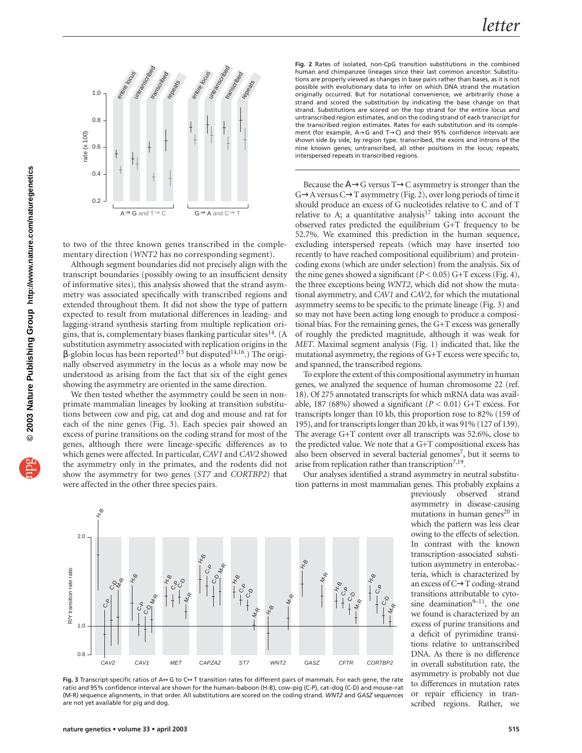**Fig. 2** Rates of isolated, non-CpG transition substitutions in the combined human and chimpanzee lineages since their last common ancestor. Substitutions are properly viewed as changes in base pairs rather than bases, as it is not possible with evolutionary data to infer on which DNA strand the mutation originally occurred. But for notational convenience, we arbitrarily chose a strand and scored the substitution by indicating the base change on that strand. Substitutions are scored on the top strand for the entire locus and untranscribed region estimates, and on the coding strand of each transcript for the transcribed region estimates. Rates for each substitution and its complement (for example, A→G and T→C) and their 95% confidence intervals are shown side by side, by region type. transcribed, the exons and introns of the nine known genes; untranscribed, all other positions in the locus; repeats, interspersed repeats in transcribed regions.

to two of the three known genes transcribed in the complementary direction (*WNT2* has no corresponding segment).

Although segment boundaries did not precisely align with the transcript boundaries (possibly owing to an insufficient density of informative sites), this analysis showed that the strand asymmetry was associated specifically with transcribed regions and extended throughout them. It did not show the type of pattern expected to result from mutational differences in leading- and lagging-strand synthesis starting from multiple replication origins, that is, complementary biases flanking particular sites[14]. (A substitution asymmetry associated with replication origins in the β-globin locus has been reported[15] but disputed[14,16].) The originally observed asymmetry in the locus as a whole may now be understood as arising from the fact that six of the eight genes showing the asymmetry are oriented in the same direction.

We then tested whether the asymmetry could be seen in non-primate mammalian lineages by looking at transition substitutions between cow and pig, cat and dog and mouse and rat for each of the nine genes (Fig. 3). Each species pair showed an excess of purine transitions on the coding strand for most of the genes, although there were lineage-specific differences as to which genes were affected. In particular, *CAV1* and *CAV2* showed the asymmetry only in the primates, and the rodents did not show the asymmetry for two genes (*ST7* and *CORTBP2*) that were affected in the other three species pairs.

Because the A→G versus T→C asymmetry is stronger than the G→A versus C→T asymmetry (Fig. 2), over long periods of time it should produce an excess of G nucleotides relative to C and of T relative to A; a quantitative analysis[17] taking into account the observed rates predicted the equilibrium G+T frequency to be 52.7%. We examined this prediction in the human sequence, excluding interspersed repeats (which may have inserted too recently to have reached compositional equilibrium) and protein-coding exons (which are under selection) from the analysis. Six of the nine genes showed a significant ($P < 0.05$) G+T excess (Fig. 4), the three exceptions being *WNT2*, which did not show the mutational asymmetry, and *CAV1* and *CAV2*, for which the mutational asymmetry seems to be specific to the primate lineage (Fig. 3) and so may not have been acting long enough to produce a compositional bias. For the remaining genes, the G+T excess was generally of roughly the predicted magnitude, although it was weak for *MET*. Maximal segment analysis (Fig. 1) indicated that, like the mutational asymmetry, the regions of G+T excess were specific to, and spanned, the transcribed regions.

To explore the extent of this compositional asymmetry in human genes, we analyzed the sequence of human chromosome 22 (ref. 18). Of 275 annotated transcripts for which mRNA data was available, 187 (68%) showed a significant ($P < 0.01$) G+T excess. For transcripts longer than 10 kb, this proportion rose to 82% (159 of 195), and for transcripts longer than 20 kb, it was 91% (127 of 139). The average G+T content over all transcripts was 52.6%, close to the predicted value. We note that a G+T compositional excess has also been observed in several bacterial genomes[7], but it seems to arise from replication rather than transcription[7,19].

Our analyses identified a strand asymmetry in neutral substitution patterns in most mammalian genes. This probably explains a previously observed strand asymmetry in disease-causing mutations in human genes[20] in which the pattern was less clear owing to the effects of selection. In contrast with the known transcription-associated substitution asymmetry in enterobacteria, which is characterized by an excess of C→T coding-strand transitions attributable to cytosine deamination[9–11], the one we found is characterized by an excess of purine transitions and a deficit of pyrimidine transitions relative to untranscribed DNA. As there is no difference in overall substitution rate, the asymmetry is probably not due to differences in mutation rates or repair efficiency in transcribed regions. Rather, we

**Fig. 3** Transcript-specific ratios of A↔G to C↔T transition rates for different pairs of mammals. For each gene, the rate ratio and 95% confidence interval are shown for the human–baboon (H-B), cow–pig (C-P), cat–dog (C-D) and mouse–rat (M-R) sequence alignments, in that order. All substitutions are scored on the coding strand. *WNT2* and *GASZ* sequences are not yet available for pig and dog.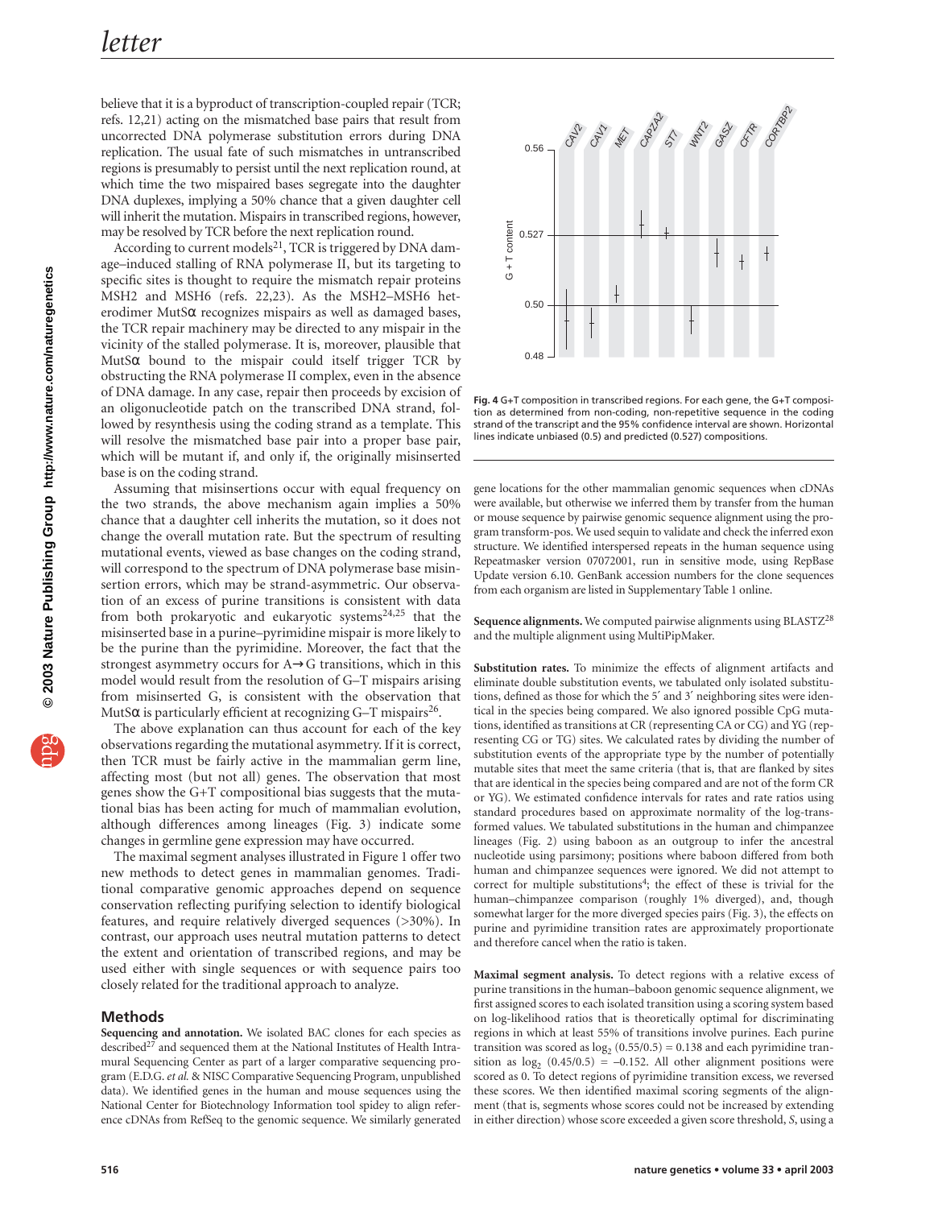believe that it is a byproduct of transcription-coupled repair (TCR; refs. 12,21) acting on the mismatched base pairs that result from uncorrected DNA polymerase substitution errors during DNA replication. The usual fate of such mismatches in untranscribed regions is presumably to persist until the next replication round, at which time the two mispaired bases segregate into the daughter DNA duplexes, implying a 50% chance that a given daughter cell will inherit the mutation. Mispairs in transcribed regions, however, may be resolved by TCR before the next replication round.

According to current models[21], TCR is triggered by DNA damage–induced stalling of RNA polymerase II, but its targeting to specific sites is thought to require the mismatch repair proteins MSH2 and MSH6 (refs. 22,23). As the MSH2–MSH6 heterodimer MutSα recognizes mispairs as well as damaged bases, the TCR repair machinery may be directed to any mispair in the vicinity of the stalled polymerase. It is, moreover, plausible that MutSα bound to the mispair could itself trigger TCR by obstructing the RNA polymerase II complex, even in the absence of DNA damage. In any case, repair then proceeds by excision of an oligonucleotide patch on the transcribed DNA strand, followed by resynthesis using the coding strand as a template. This will resolve the mismatched base pair into a proper base pair, which will be mutant if, and only if, the originally misinserted base is on the coding strand.

Assuming that misinsertions occur with equal frequency on the two strands, the above mechanism again implies a 50% chance that a daughter cell inherits the mutation, so it does not change the overall mutation rate. But the spectrum of resulting mutational events, viewed as base changes on the coding strand, will correspond to the spectrum of DNA polymerase base misinsertion errors, which may be strand-asymmetric. Our observation of an excess of purine transitions is consistent with data from both prokaryotic and eukaryotic systems[24,25] that the misinserted base in a purine–pyrimidine mispair is more likely to be the purine than the pyrimidine. Moreover, the fact that the strongest asymmetry occurs for A→G transitions, which in this model would result from the resolution of G–T mispairs arising from misinserted G, is consistent with the observation that MutSα is particularly efficient at recognizing G–T mispairs[26].

The above explanation can thus account for each of the key observations regarding the mutational asymmetry. If it is correct, then TCR must be fairly active in the mammalian germ line, affecting most (but not all) genes. The observation that most genes show the G+T compositional bias suggests that the mutational bias has been acting for much of mammalian evolution, although differences among lineages (Fig. 3) indicate some changes in germline gene expression may have occurred.

The maximal segment analyses illustrated in Figure 1 offer two new methods to detect genes in mammalian genomes. Traditional comparative genomic approaches depend on sequence conservation reflecting purifying selection to identify biological features, and require relatively diverged sequences (>30%). In contrast, our approach uses neutral mutation patterns to detect the extent and orientation of transcribed regions, and may be used either with single sequences or with sequence pairs too closely related for the traditional approach to analyze.

CAV2
CAV1
MET
CAPZA2
ST7
WNT2
GASZ
CFTR
CORTBP2
G + T content
0.56
0.527
0.50
0.48

**Fig. 4** G+T composition in transcribed regions. For each gene, the G+T composition as determined from non-coding, non-repetitive sequence in the coding strand of the transcript and the 95% confidence interval are shown. Horizontal lines indicate unbiased (0.5) and predicted (0.527) compositions.

## Methods

**Sequencing and annotation.** We isolated BAC clones for each species as described[27] and sequenced them at the National Institutes of Health Intramural Sequencing Center as part of a larger comparative sequencing program (E.D.G. *et al.* & NISC Comparative Sequencing Program, unpublished data). We identified genes in the human and mouse sequences using the National Center for Biotechnology Information tool spidey to align reference cDNAs from RefSeq to the genomic sequence. We similarly generated gene locations for the other mammalian genomic sequences when cDNAs were available, but otherwise we inferred them by transfer from the human or mouse sequence by pairwise genomic sequence alignment using the program transform-pos. We used sequin to validate and check the inferred exon structure. We identified interspersed repeats in the human sequence using Repeatmasker version 07072001, run in sensitive mode, using RepBase Update version 6.10. GenBank accession numbers for the clone sequences from each organism are listed in Supplementary Table 1 online.

**Sequence alignments.** We computed pairwise alignments using BLASTZ[28] and the multiple alignment using MultiPipMaker.

**Substitution rates.** To minimize the effects of alignment artifacts and eliminate double substitution events, we tabulated only isolated substitutions, defined as those for which the 5′ and 3′ neighboring sites were identical in the species being compared. We also ignored possible CpG mutations, identified as transitions at CR (representing CA or CG) and YG (representing CG or TG) sites. We calculated rates by dividing the number of substitution events of the appropriate type by the number of potentially mutable sites that meet the same criteria (that is, that are flanked by sites that are identical in the species being compared and are not of the form CR or YG). We estimated confidence intervals for rates and rate ratios using standard procedures based on approximate normality of the log-transformed values. We tabulated substitutions in the human and chimpanzee lineages (Fig. 2) using baboon as an outgroup to infer the ancestral nucleotide using parsimony; positions where baboon differed from both human and chimpanzee sequences were ignored. We did not attempt to correct for multiple substitutions[4]; the effect of these is trivial for the human–chimpanzee comparison (roughly 1% diverged), and, though somewhat larger for the more diverged species pairs (Fig. 3), the effects on purine and pyrimidine transition rates are approximately proportionate and therefore cancel when the ratio is taken.

**Maximal segment analysis.** To detect regions with a relative excess of purine transitions in the human–baboon genomic sequence alignment, we first assigned scores to each isolated transition using a scoring system based on log-likelihood ratios that is theoretically optimal for discriminating regions in which at least 55% of transitions involve purines. Each purine transition was scored as $\log_2(0.55/0.5) = 0.138$ and each pyrimidine transition as $\log_2(0.45/0.5) = -0.152$. All other alignment positions were scored as 0. To detect regions of pyrimidine transition excess, we reversed these scores. We then identified maximal scoring segments of the alignment (that is, segments whose scores could not be increased by extending in either direction) whose score exceeded a given score threshold, *S*, using a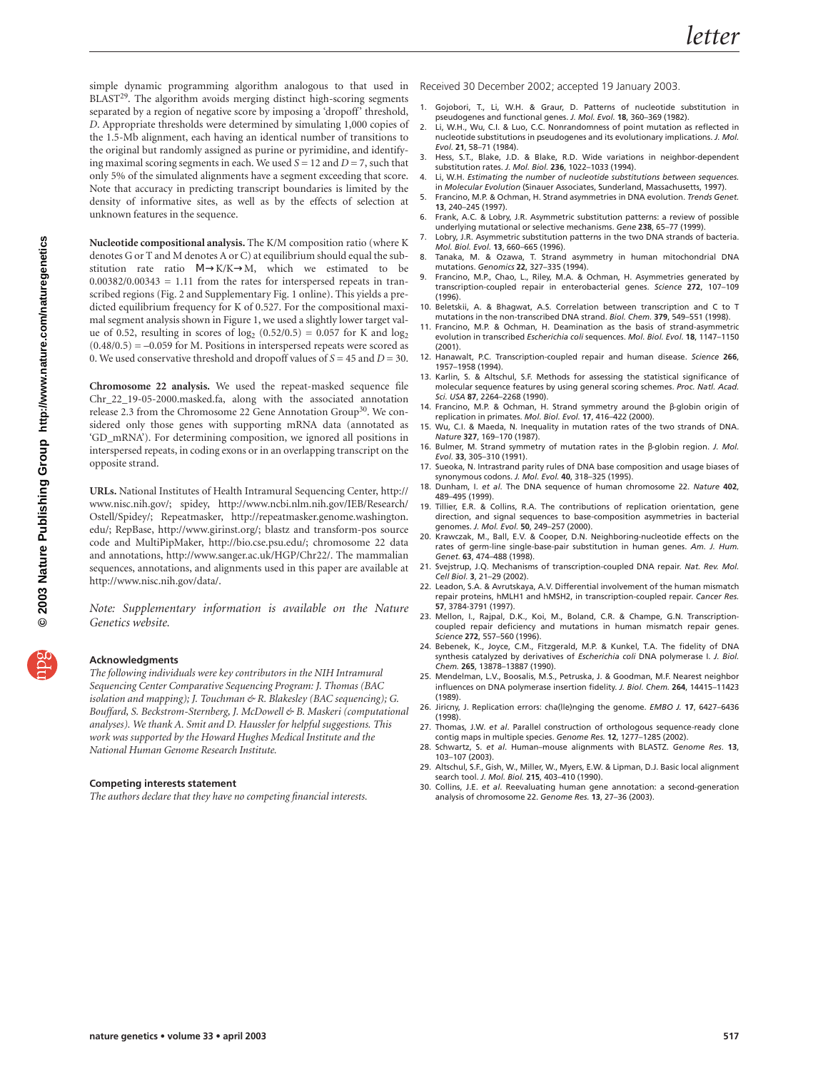simple dynamic programming algorithm analogous to that used in BLAST[29]. The algorithm avoids merging distinct high-scoring segments separated by a region of negative score by imposing a 'dropoff' threshold, $D$. Appropriate thresholds were determined by simulating 1,000 copies of the 1.5-Mb alignment, each having an identical number of transitions to the original but randomly assigned as purine or pyrimidine, and identifying maximal scoring segments in each. We used $S = 12$ and $D = 7$, such that only 5% of the simulated alignments have a segment exceeding that score. Note that accuracy in predicting transcript boundaries is limited by the density of informative sites, as well as by the effects of selection at unknown features in the sequence.

**Nucleotide compositional analysis.** The K/M composition ratio (where K denotes G or T and M denotes A or C) at equilibrium should equal the substitution rate ratio M→K/K→M, which we estimated to be 0.00382/0.00343 = 1.11 from the rates for interspersed repeats in transcribed regions (Fig. 2 and Supplementary Fig. 1 online). This yields a predicted equilibrium frequency for K of 0.527. For the compositional maximal segment analysis shown in Figure 1, we used a slightly lower target value of 0.52, resulting in scores of $\log_2(0.52/0.5) = 0.057$ for K and $\log_2(0.48/0.5) = -0.059$ for M. Positions in interspersed repeats were scored as 0. We used conservative threshold and dropoff values of $S = 45$ and $D = 30$.

**Chromosome 22 analysis.** We used the repeat-masked sequence file Chr_22_19-05-2000.masked.fa, along with the associated annotation release 2.3 from the Chromosome 22 Gene Annotation Group[30]. We considered only those genes with supporting mRNA data (annotated as 'GD_mRNA'). For determining composition, we ignored all positions in interspersed repeats, in coding exons or in an overlapping transcript on the opposite strand.

**URLs.** National Institutes of Health Intramural Sequencing Center, http://www.nisc.nih.gov/; spidey, http://www.ncbi.nlm.nih.gov/IEB/Research/Ostell/Spidey/; Repeatmasker, http://repeatmasker.genome.washington.edu/; RepBase, http://www.girinst.org/; blastz and transform-pos source code and MultiPipMaker, http://bio.cse.psu.edu/; chromosome 22 data and annotations, http://www.sanger.ac.uk/HGP/Chr22/. The mammalian sequences, annotations, and alignments used in this paper are available at http://www.nisc.nih.gov/data/.

*Note: Supplementary information is available on the Nature Genetics website.*

### Acknowledgments

*The following individuals were key contributors in the NIH Intramural Sequencing Center Comparative Sequencing Program: J. Thomas (BAC isolation and mapping); J. Touchman & R. Blakesley (BAC sequencing); G. Bouffard, S. Beckstrom-Sternberg, J. McDowell & B. Maskeri (computational analyses). We thank A. Smit and D. Haussler for helpful suggestions. This work was supported by the Howard Hughes Medical Institute and the National Human Genome Research Institute.*

### Competing interests statement

*The authors declare that they have no competing financial interests.*

Received 30 December 2002; accepted 19 January 2003.

1. Gojobori, T., Li, W.H. & Graur, D. Patterns of nucleotide substitution in pseudogenes and functional genes. *J. Mol. Evol.* **18**, 360–369 (1982).
2. Li, W.H., Wu, C.I. & Luo, C.C. Nonrandomness of point mutation as reflected in nucleotide substitutions in pseudogenes and its evolutionary implications. *J. Mol. Evol.* **21**, 58–71 (1984).
3. Hess, S.T., Blake, J.D. & Blake, R.D. Wide variations in neighbor-dependent substitution rates. *J. Mol. Biol.* **236**, 1022–1033 (1994).
4. Li, W.H. *Estimating the number of nucleotide substitutions between sequences.* in *Molecular Evolution* (Sinauer Associates, Sunderland, Massachusetts, 1997).
5. Francino, M.P. & Ochman, H. Strand asymmetries in DNA evolution. *Trends Genet.* **13**, 240–245 (1997).
6. Frank, A.C. & Lobry, J.R. Asymmetric substitution patterns: a review of possible underlying mutational or selective mechanisms. *Gene* **238**, 65–77 (1999).
7. Lobry, J.R. Asymmetric substitution patterns in the two DNA strands of bacteria. *Mol. Biol. Evol.* **13**, 660–665 (1996).
8. Tanaka, M. & Ozawa, T. Strand asymmetry in human mitochondrial DNA mutations. *Genomics* **22**, 327–335 (1994).
9. Francino, M.P., Chao, L., Riley, M.A. & Ochman, H. Asymmetries generated by transcription-coupled repair in enterobacterial genes. *Science* **272**, 107–109 (1996).
10. Beletskii, A. & Bhagwat, A.S. Correlation between transcription and C to T mutations in the non-transcribed DNA strand. *Biol. Chem.* **379**, 549–551 (1998).
11. Francino, M.P. & Ochman, H. Deamination as the basis of strand-asymmetric evolution in transcribed *Escherichia coli* sequences. *Mol. Biol. Evol.* **18**, 1147–1150 (2001).
12. Hanawalt, P.C. Transcription-coupled repair and human disease. *Science* **266**, 1957–1958 (1994).
13. Karlin, S. & Altschul, S.F. Methods for assessing the statistical significance of molecular sequence features by using general scoring schemes. *Proc. Natl. Acad. Sci. USA* **87**, 2264–2268 (1990).
14. Francino, M.P. & Ochman, H. Strand symmetry around the β-globin origin of replication in primates. *Mol. Biol. Evol.* **17**, 416–422 (2000).
15. Wu, C.I. & Maeda, N. Inequality in mutation rates of the two strands of DNA. *Nature* **327**, 169–170 (1987).
16. Bulmer, M. Strand symmetry of mutation rates in the β-globin region. *J. Mol. Evol.* **33**, 305–310 (1991).
17. Sueoka, N. Intrastrand parity rules of DNA base composition and usage biases of synonymous codons. *J. Mol. Evol.* **40**, 318–325 (1995).
18. Dunham, I. *et al*. The DNA sequence of human chromosome 22. *Nature* **402**, 489–495 (1999).
19. Tillier, E.R. & Collins, R.A. The contributions of replication orientation, gene direction, and signal sequences to base-composition asymmetries in bacterial genomes. *J. Mol. Evol.* **50**, 249–257 (2000).
20. Krawczak, M., Ball, E.V. & Cooper, D.N. Neighboring-nucleotide effects on the rates of germ-line single-base-pair substitution in human genes. *Am. J. Hum. Genet.* **63**, 474–488 (1998).
21. Svejstrup, J.Q. Mechanisms of transcription-coupled DNA repair. *Nat. Rev. Mol. Cell Biol.* **3**, 21–29 (2002).
22. Leadon, S.A. & Avrutskaya, A.V. Differential involvement of the human mismatch repair proteins, hMLH1 and hMSH2, in transcription-coupled repair. *Cancer Res.* **57**, 3784-3791 (1997).
23. Mellon, I., Rajpal, D.K., Koi, M., Boland, C.R. & Champe, G.N. Transcription-coupled repair deficiency and mutations in human mismatch repair genes. *Science* **272**, 557–560 (1996).
24. Bebenek, K., Joyce, C.M., Fitzgerald, M.P. & Kunkel, T.A. The fidelity of DNA synthesis catalyzed by derivatives of *Escherichia coli* DNA polymerase I. *J. Biol. Chem.* **265**, 13878–13887 (1990).
25. Mendelman, L.V., Boosalis, M.S., Petruska, J. & Goodman, M.F. Nearest neighbor influences on DNA polymerase insertion fidelity. *J. Biol. Chem.* **264**, 14415–11423 (1989).
26. Jiricny, J. Replication errors: cha(lle)nging the genome. *EMBO J.* **17**, 6427–6436 (1998).
27. Thomas, J.W. *et al*. Parallel construction of orthologous sequence-ready clone contig maps in multiple species. *Genome Res.* **12**, 1277–1285 (2002).
28. Schwartz, S. *et al*. Human–mouse alignments with BLASTZ. *Genome Res*. **13**, 103–107 (2003).
29. Altschul, S.F., Gish, W., Miller, W., Myers, E.W. & Lipman, D.J. Basic local alignment search tool. *J. Mol. Biol.* **215**, 403–410 (1990).
30. Collins, J.E. *et al*. Reevaluating human gene annotation: a second-generation analysis of chromosome 22. *Genome Res.* **13**, 27–36 (2003).